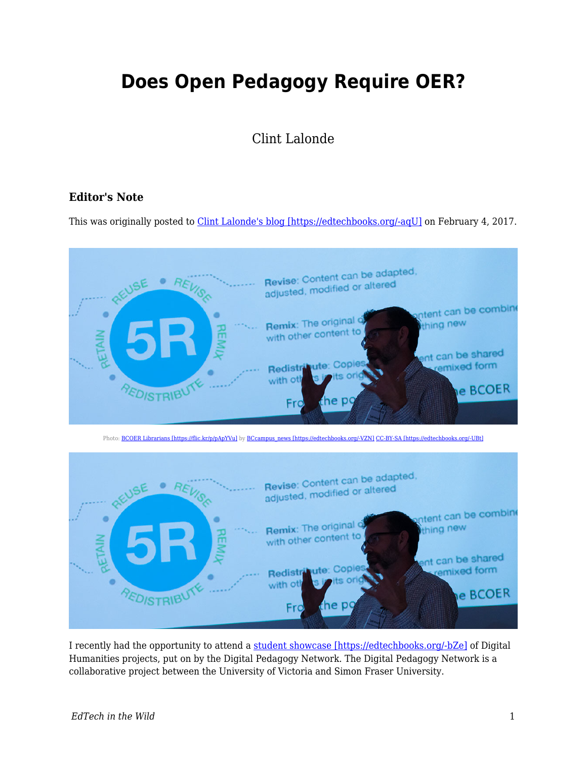# Does Open Pedagogy Require OER?

Clint Lalonde

### Editor's Note

This was originally posted to Clint Lalonde's blog [https://edtechbooks.org/-aqU] on February 4, 2017.

Photo: BCOER Librarians [https://flic.kr/p/pApYVu] by BCcampus_news [https://edtechbooks.org/-VZN] CC-BY-SA [https://edtechbooks.org/-UBt]

I recently had the opportunity to attend a student showcase [https://edtechbooks.org/-bZe] of Digital Humanities projects, put on by the Digital Pedagogy Network. The Digital Pedagogy Network is a collaborative project between the University of Victoria and Simon Fraser University.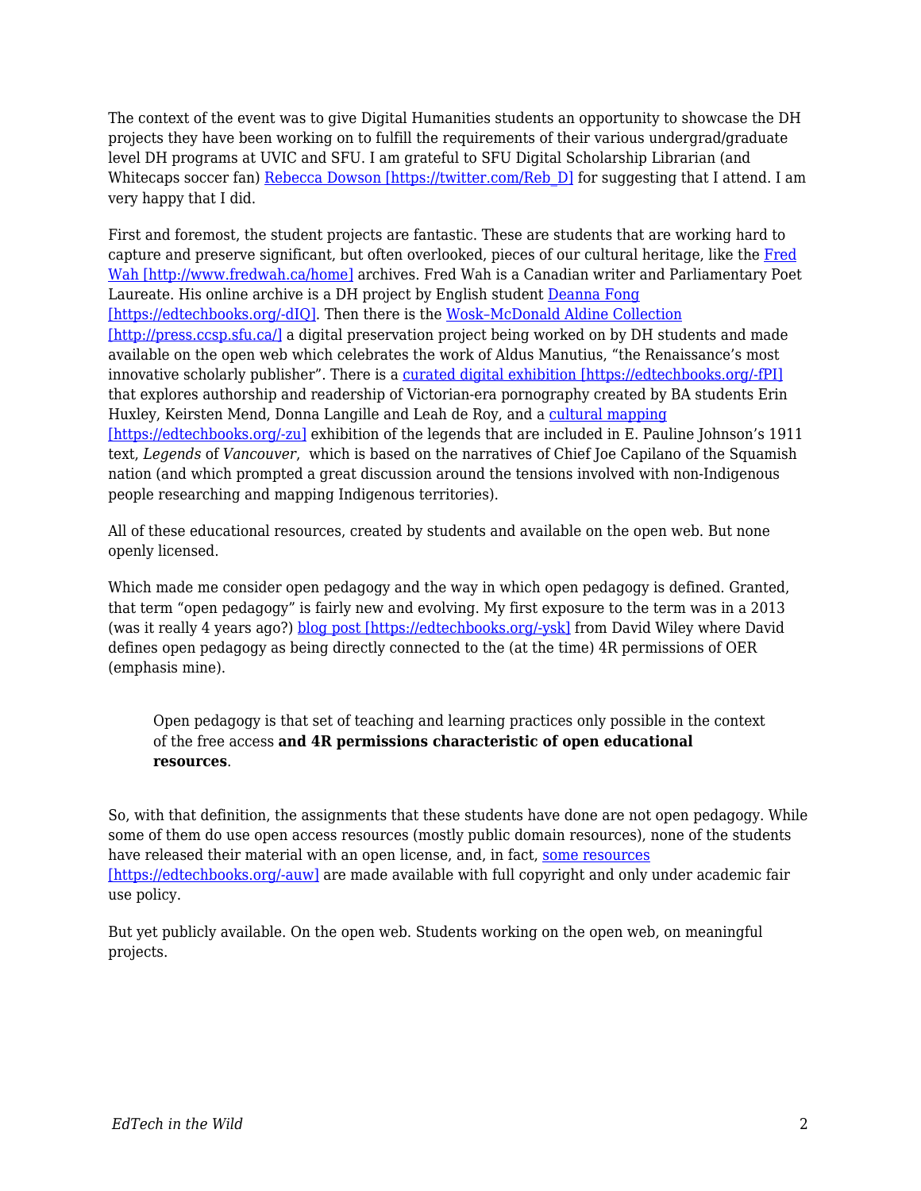The context of the event was to give Digital Humanities students an opportunity to showcase the DH projects they have been working on to fulfill the requirements of their various undergrad/graduate level DH programs at UVIC and SFU. I am grateful to SFU Digital Scholarship Librarian (and Whitecaps soccer fan) [Rebecca Dowson [https://twitter.com/Reb_D]](https://twitter.com/Reb_D) for suggesting that I attend. I am very happy that I did.

First and foremost, the student projects are fantastic. These are students that are working hard to capture and preserve significant, but often overlooked, pieces of our cultural heritage, like the [Fred Wah [http://www.fredwah.ca/home]](http://www.fredwah.ca/home) archives. Fred Wah is a Canadian writer and Parliamentary Poet Laureate. His online archive is a DH project by English student [Deanna Fong [https://edtechbooks.org/-dIQ]](https://edtechbooks.org/-dIQ). Then there is the [Wosk–McDonald Aldine Collection [http://press.ccsp.sfu.ca/]](http://press.ccsp.sfu.ca/) a digital preservation project being worked on by DH students and made available on the open web which celebrates the work of Aldus Manutius, "the Renaissance's most innovative scholarly publisher". There is a [curated digital exhibition [https://edtechbooks.org/-fPI]](https://edtechbooks.org/-fPI) that explores authorship and readership of Victorian-era pornography created by BA students Erin Huxley, Keirsten Mend, Donna Langille and Leah de Roy, and a [cultural mapping [https://edtechbooks.org/-zu]](https://edtechbooks.org/-zu) exhibition of the legends that are included in E. Pauline Johnson's 1911 text, *Legends* of *Vancouver*, which is based on the narratives of Chief Joe Capilano of the Squamish nation (and which prompted a great discussion around the tensions involved with non-Indigenous people researching and mapping Indigenous territories).

All of these educational resources, created by students and available on the open web. But none openly licensed.

Which made me consider open pedagogy and the way in which open pedagogy is defined. Granted, that term "open pedagogy" is fairly new and evolving. My first exposure to the term was in a 2013 (was it really 4 years ago?) [blog post [https://edtechbooks.org/-ysk]](https://edtechbooks.org/-ysk) from David Wiley where David defines open pedagogy as being directly connected to the (at the time) 4R permissions of OER (emphasis mine).

> Open pedagogy is that set of teaching and learning practices only possible in the context of the free access **and 4R permissions characteristic of open educational resources**.

So, with that definition, the assignments that these students have done are not open pedagogy. While some of them do use open access resources (mostly public domain resources), none of the students have released their material with an open license, and, in fact, [some resources [https://edtechbooks.org/-auw]](https://edtechbooks.org/-auw) are made available with full copyright and only under academic fair use policy.

But yet publicly available. On the open web. Students working on the open web, on meaningful projects.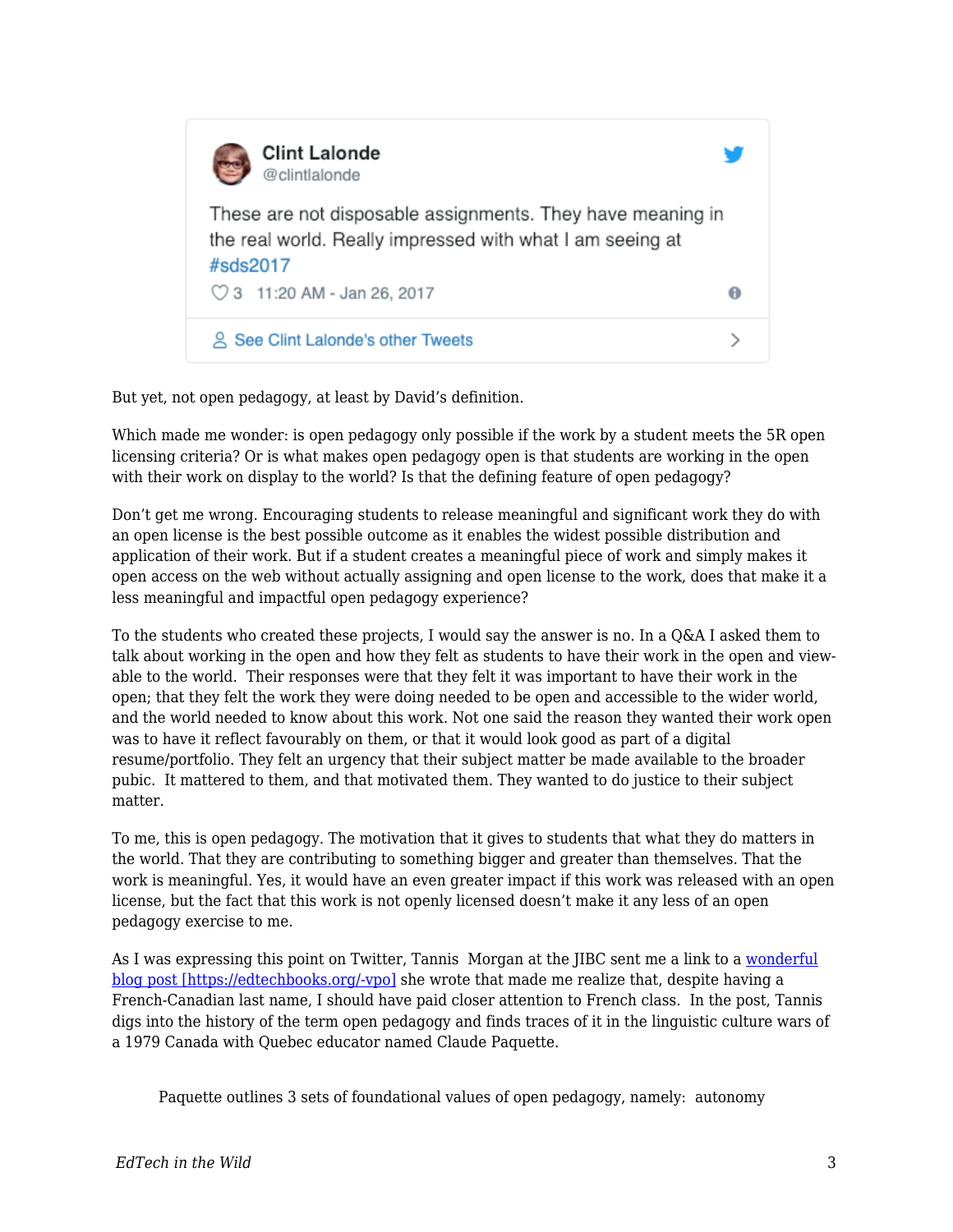Clint Lalonde
@clintlalonde

These are not disposable assignments. They have meaning in the real world. Really impressed with what I am seeing at #sds2017

3 11:20 AM - Jan 26, 2017

See Clint Lalonde's other Tweets

But yet, not open pedagogy, at least by David's definition.

Which made me wonder: is open pedagogy only possible if the work by a student meets the 5R open licensing criteria? Or is what makes open pedagogy open is that students are working in the open with their work on display to the world? Is that the defining feature of open pedagogy?

Don't get me wrong. Encouraging students to release meaningful and significant work they do with an open license is the best possible outcome as it enables the widest possible distribution and application of their work. But if a student creates a meaningful piece of work and simply makes it open access on the web without actually assigning and open license to the work, does that make it a less meaningful and impactful open pedagogy experience?

To the students who created these projects, I would say the answer is no. In a Q&A I asked them to talk about working in the open and how they felt as students to have their work in the open and view-able to the world. Their responses were that they felt it was important to have their work in the open; that they felt the work they were doing needed to be open and accessible to the wider world, and the world needed to know about this work. Not one said the reason they wanted their work open was to have it reflect favourably on them, or that it would look good as part of a digital resume/portfolio. They felt an urgency that their subject matter be made available to the broader pubic. It mattered to them, and that motivated them. They wanted to do justice to their subject matter.

To me, this is open pedagogy. The motivation that it gives to students that what they do matters in the world. That they are contributing to something bigger and greater than themselves. That the work is meaningful. Yes, it would have an even greater impact if this work was released with an open license, but the fact that this work is not openly licensed doesn't make it any less of an open pedagogy exercise to me.

As I was expressing this point on Twitter, Tannis Morgan at the JIBC sent me a link to a [wonderful blog post [https://edtechbooks.org/-vpo]](https://edtechbooks.org/-vpo) she wrote that made me realize that, despite having a French-Canadian last name, I should have paid closer attention to French class. In the post, Tannis digs into the history of the term open pedagogy and finds traces of it in the linguistic culture wars of a 1979 Canada with Quebec educator named Claude Paquette.

> Paquette outlines 3 sets of foundational values of open pedagogy, namely: autonomy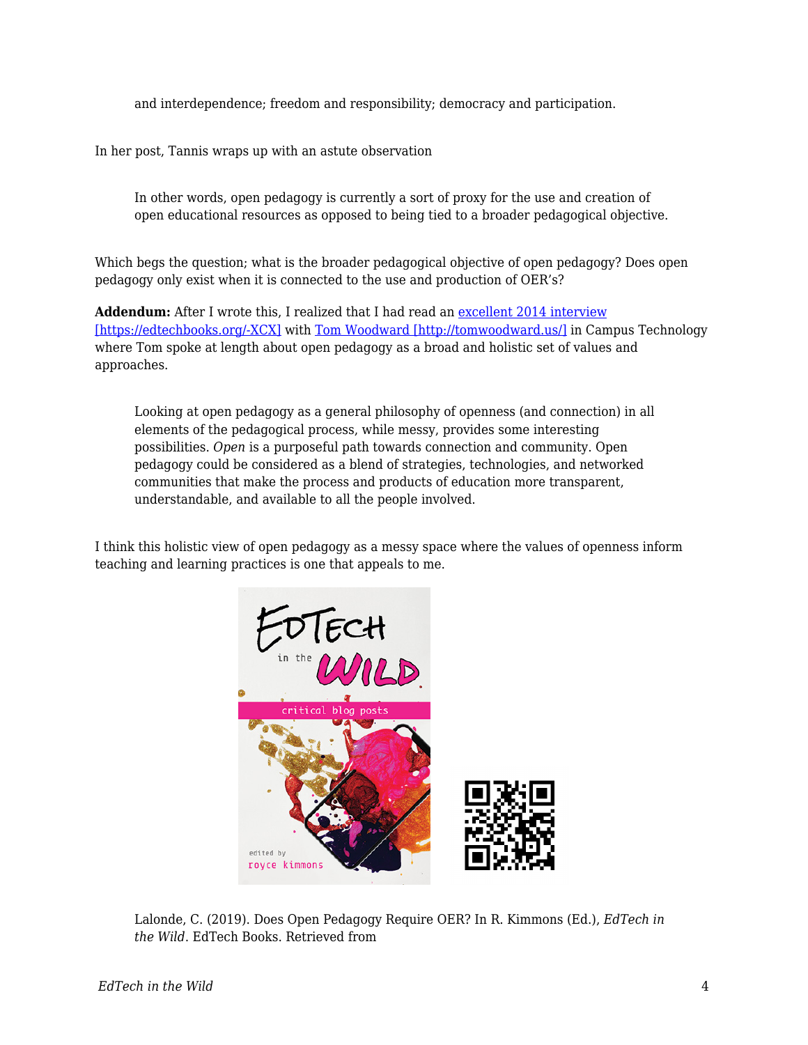> and interdependence; freedom and responsibility; democracy and participation.

In her post, Tannis wraps up with an astute observation

> In other words, open pedagogy is currently a sort of proxy for the use and creation of open educational resources as opposed to being tied to a broader pedagogical objective.

Which begs the question; what is the broader pedagogical objective of open pedagogy? Does open pedagogy only exist when it is connected to the use and production of OER's?

**Addendum:** After I wrote this, I realized that I had read an excellent 2014 interview [https://edtechbooks.org/-XCX] with Tom Woodward [http://tomwoodward.us/] in Campus Technology where Tom spoke at length about open pedagogy as a broad and holistic set of values and approaches.

> Looking at open pedagogy as a general philosophy of openness (and connection) in all elements of the pedagogical process, while messy, provides some interesting possibilities. *Open* is a purposeful path towards connection and community. Open pedagogy could be considered as a blend of strategies, technologies, and networked communities that make the process and products of education more transparent, understandable, and available to all the people involved.

I think this holistic view of open pedagogy as a messy space where the values of openness inform teaching and learning practices is one that appeals to me.

Lalonde, C. (2019). Does Open Pedagogy Require OER? In R. Kimmons (Ed.), *EdTech in the Wild*. EdTech Books. Retrieved from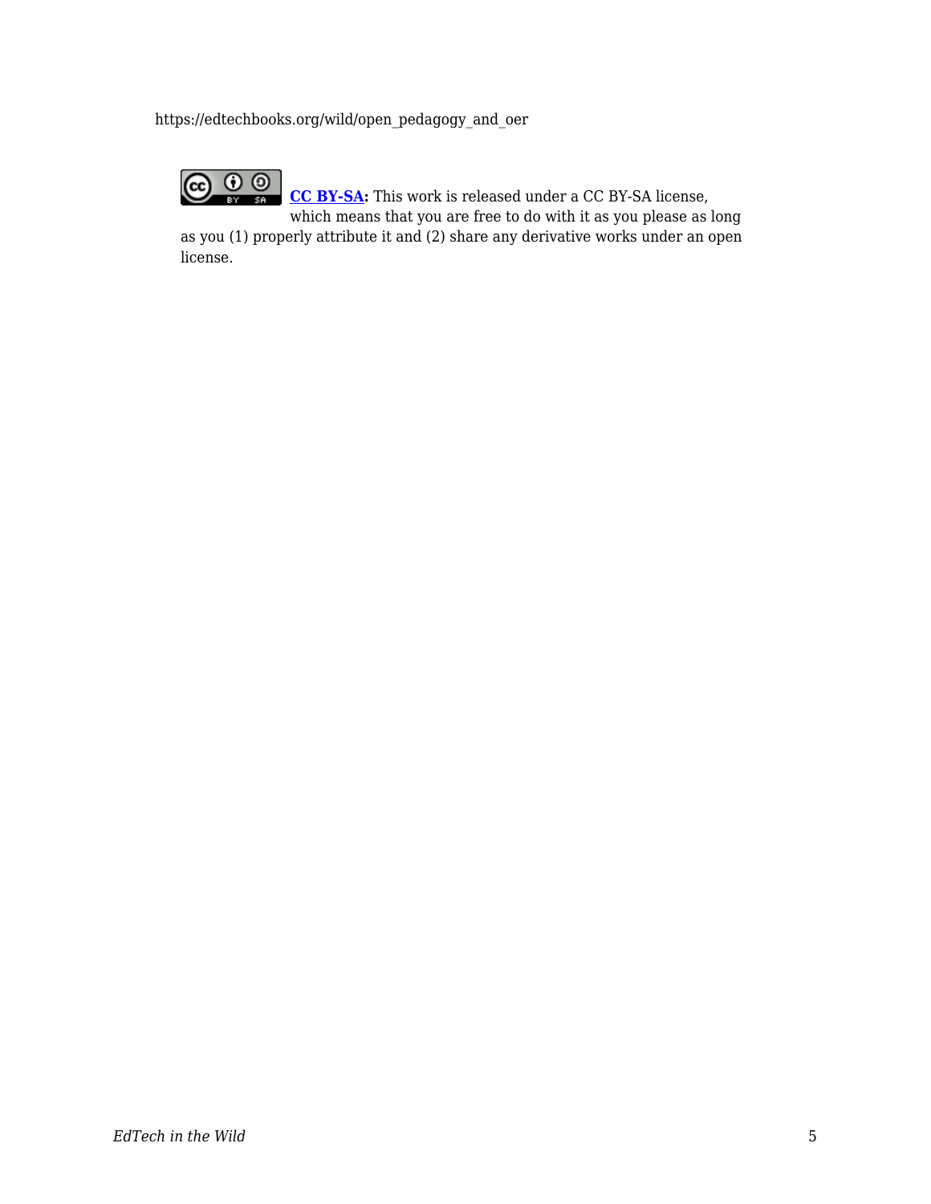https://edtechbooks.org/wild/open_pedagogy_and_oer

**CC BY-SA:** This work is released under a CC BY-SA license, which means that you are free to do with it as you please as long as you (1) properly attribute it and (2) share any derivative works under an open license.